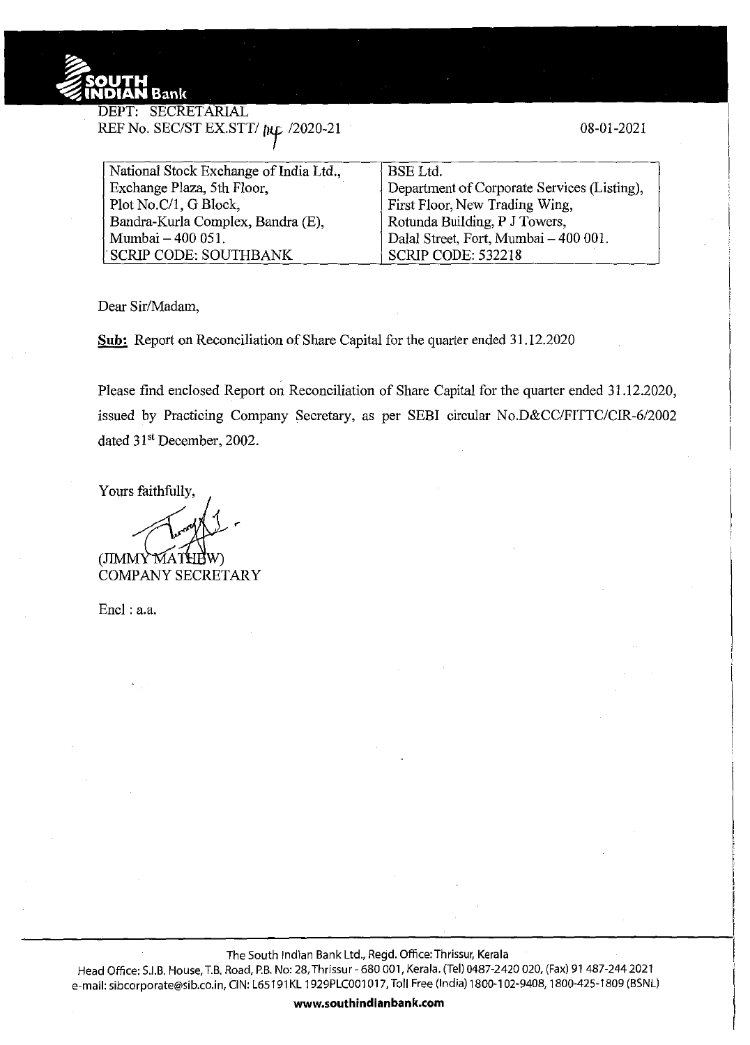DEPT: SECRETARIAL
REF No. SEC/ST EX.STT/ [initials] /2020-21

08-01-2021

| National Stock Exchange of India Ltd., | BSE Ltd. |
|---|---|
| Exchange Plaza, 5th Floor, | Department of Corporate Services (Listing), |
| Plot No.C/1, G Block, | First Floor, New Trading Wing, |
| Bandra-Kurla Complex, Bandra (E), | Rotunda Building, P J Towers, |
| Mumbai – 400 051. | Dalal Street, Fort, Mumbai – 400 001. |
| SCRIP CODE: SOUTHBANK | SCRIP CODE: 532218 |

Dear Sir/Madam,

**Sub:** Report on Reconciliation of Share Capital for the quarter ended 31.12.2020

Please find enclosed Report on Reconciliation of Share Capital for the quarter ended 31.12.2020, issued by Practicing Company Secretary, as per SEBI circular No.D&CC/FITTC/CIR-6/2002 dated 31st December, 2002.

Yours faithfully,

(JIMMY MATHEW)
COMPANY SECRETARY

Encl : a.a.

The South Indian Bank Ltd., Regd. Office: Thrissur, Kerala
Head Office: S.I.B. House, T.B. Road, P.B. No: 28, Thrissur - 680 001, Kerala. (Tel) 0487-2420 020, (Fax) 91 487-244 2021
e-mail: sibcorporate@sib.co.in, CIN: L65191KL1929PLC001017, Toll Free (India) 1800-102-9408, 1800-425-1809 (BSNL)

**www.southindianbank.com**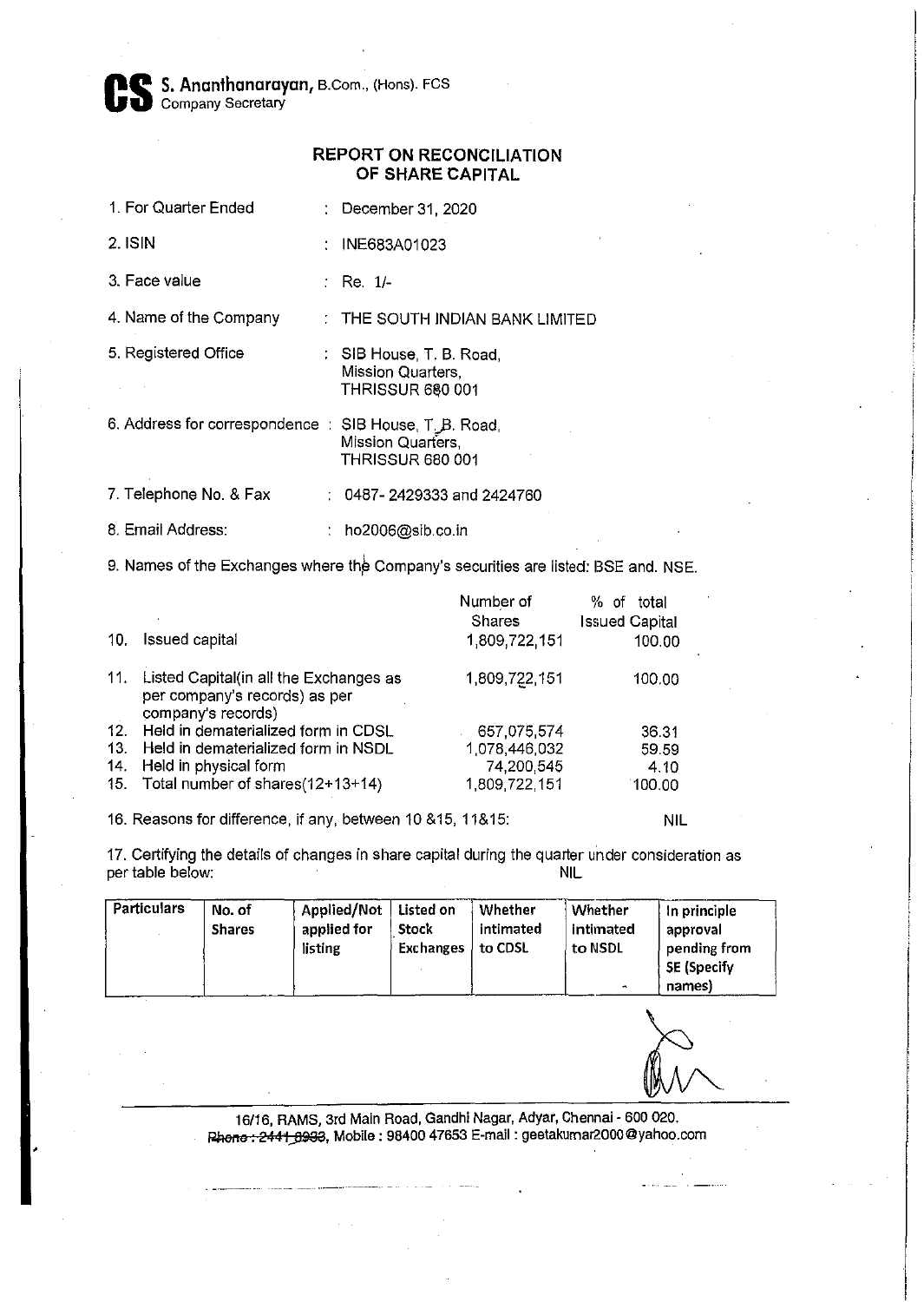**CS** **S. Ananthanarayan,** B.Com., (Hons). FCS
Company Secretary

## REPORT ON RECONCILIATION OF SHARE CAPITAL

1. For Quarter Ended : December 31, 2020
2. ISIN : INE683A01023
3. Face value : Re. 1/-
4. Name of the Company : THE SOUTH INDIAN BANK LIMITED
5. Registered Office : SIB House, T. B. Road, Mission Quarters, THRISSUR 680 001
6. Address for correspondence : SIB House, T. B. Road, Mission Quarters, THRISSUR 680 001
7. Telephone No. & Fax : 0487- 2429333 and 2424760
8. Email Address: : ho2006@sib.co.in
9. Names of the Exchanges where the Company's securities are listed: BSE and. NSE.

| | | Number of Shares | % of total Issued Capital |
|---|---|---|---|
| 10. | Issued capital | 1,809,722,151 | 100.00 |
| 11. | Listed Capital(in all the Exchanges as per company's records) as per company's records) | 1,809,722,151 | 100.00 |
| 12. | Held in dematerialized form in CDSL | 657,075,574 | 36.31 |
| 13. | Held in dematerialized form in NSDL | 1,078,446,032 | 59.59 |
| 14. | Held in physical form | 74,200,545 | 4.10 |
| 15. | Total number of shares(12+13+14) | 1,809,722,151 | 100.00 |

16. Reasons for difference, if any, between 10 &15, 11&15: NIL

17. Certifying the details of changes in share capital during the quarter under consideration as per table below: NIL

| Particulars | No. of Shares | Applied/Not applied for listing | Listed on Stock Exchanges | Whether intimated to CDSL | Whether intimated to NSDL | In principle approval pending from SE (Specify names) |
|---|---|---|---|---|---|---|
| | | | | | | |

16/16, RAMS, 3rd Main Road, Gandhi Nagar, Adyar, Chennai - 600 020.
~~Phone : 2441 6993~~, Mobile : 98400 47653 E-mail : geetakumar2000@yahoo.com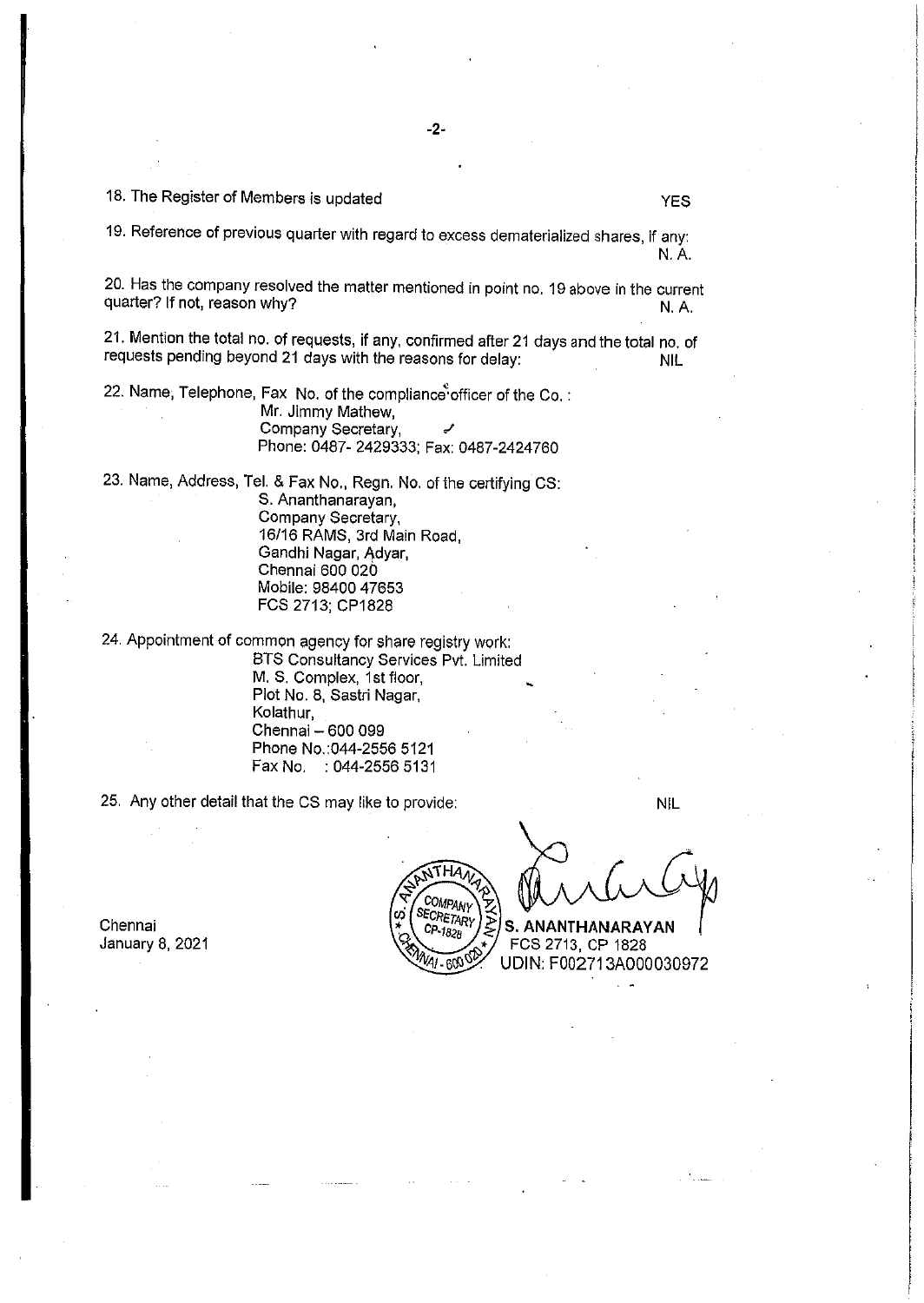18. The Register of Members is updated YES

19. Reference of previous quarter with regard to excess dematerialized shares, if any: N. A.

20. Has the company resolved the matter mentioned in point no. 19 above in the current quarter? If not, reason why? N. A.

21. Mention the total no. of requests, if any, confirmed after 21 days and the total no. of requests pending beyond 21 days with the reasons for delay: NIL

22. Name, Telephone, Fax No. of the compliance officer of the Co.:
    Mr. Jimmy Mathew,
    Company Secretary,
    Phone: 0487- 2429333; Fax: 0487-2424760

23. Name, Address, Tel. & Fax No., Regn. No. of the certifying CS:
    S. Ananthanarayan,
    Company Secretary,
    16/16 RAMS, 3rd Main Road,
    Gandhi Nagar, Adyar,
    Chennai 600 020
    Mobile: 98400 47653
    FCS 2713; CP1828

24. Appointment of common agency for share registry work:
    BTS Consultancy Services Pvt. Limited
    M. S. Complex, 1st floor,
    Plot No. 8, Sastri Nagar,
    Kolathur,
    Chennai – 600 099
    Phone No.:044-2556 5121
    Fax No. : 044-2556 5131

25. Any other detail that the CS may like to provide: NIL

Chennai
January 8, 2021

S. ANANTHANARAYAN, COMPANY SECRETARY, CP-1828, CHENNAI - 600 020

**S. ANANTHANARAYAN**
FCS 2713, CP 1828
UDIN: F002713A000030972